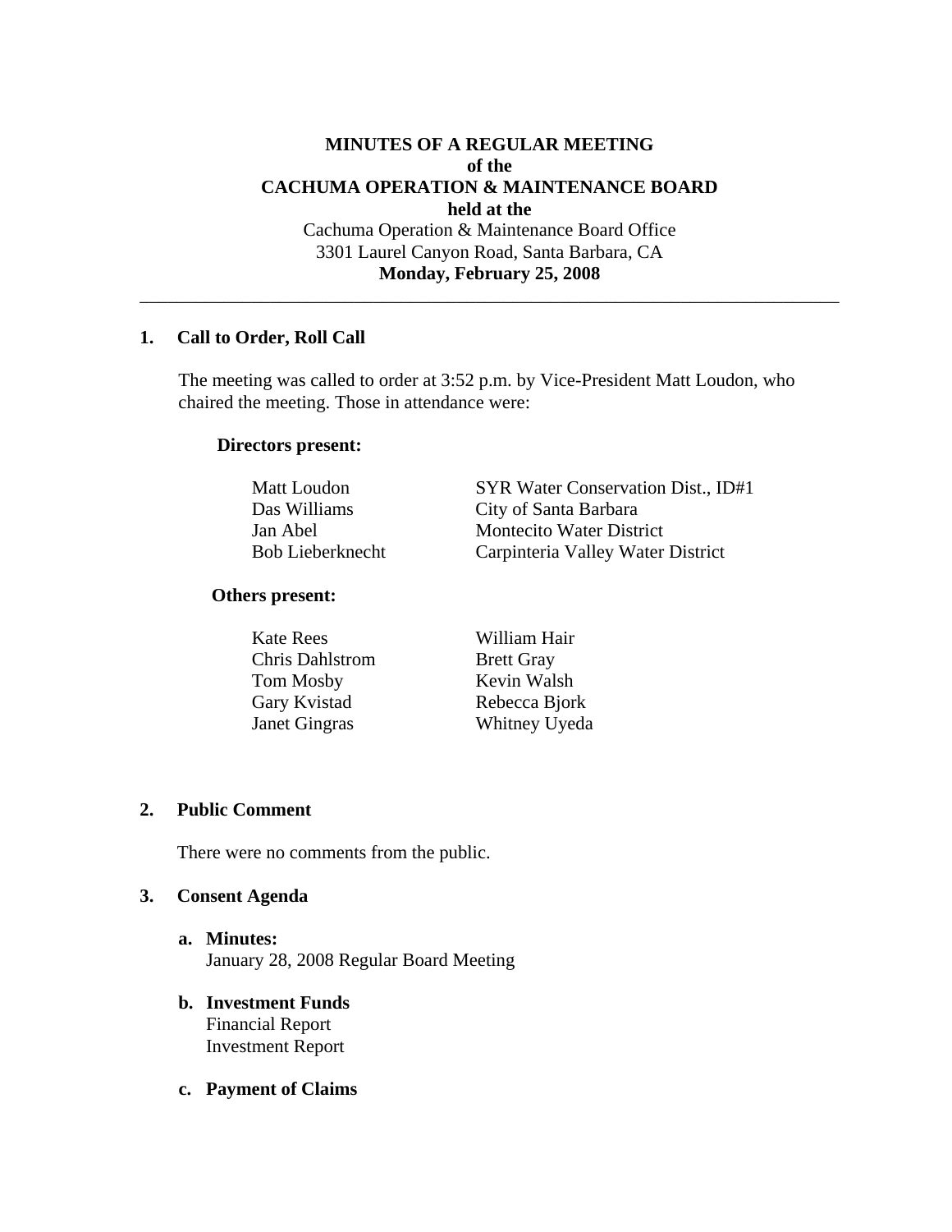**MINUTES OF A REGULAR MEETING**
**of the**
**CACHUMA OPERATION & MAINTENANCE BOARD**
**held at the**
Cachuma Operation & Maintenance Board Office
3301 Laurel Canyon Road, Santa Barbara, CA
**Monday, February 25, 2008**

---

## 1. Call to Order, Roll Call

The meeting was called to order at 3:52 p.m. by Vice-President Matt Loudon, who chaired the meeting. Those in attendance were:

**Directors present:**

| | |
|---|---|
| Matt Loudon | SYR Water Conservation Dist., ID#1 |
| Das Williams | City of Santa Barbara |
| Jan Abel | Montecito Water District |
| Bob Lieberknecht | Carpinteria Valley Water District |

**Others present:**

| | |
|---|---|
| Kate Rees | William Hair |
| Chris Dahlstrom | Brett Gray |
| Tom Mosby | Kevin Walsh |
| Gary Kvistad | Rebecca Bjork |
| Janet Gingras | Whitney Uyeda |

## 2. Public Comment

There were no comments from the public.

## 3. Consent Agenda

**a. Minutes:**
January 28, 2008 Regular Board Meeting

**b. Investment Funds**
Financial Report
Investment Report

**c. Payment of Claims**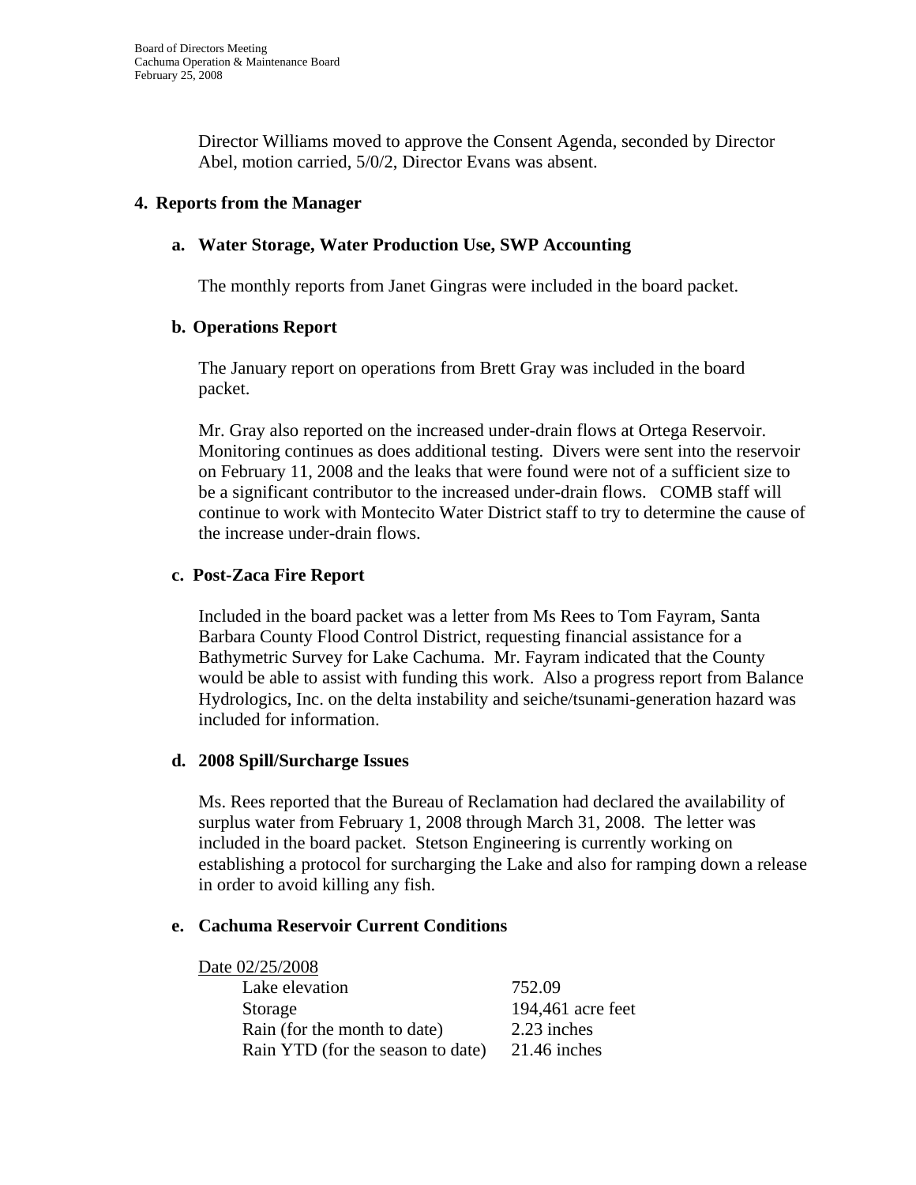Director Williams moved to approve the Consent Agenda, seconded by Director Abel, motion carried, 5/0/2, Director Evans was absent.

## 4. Reports from the Manager

### a. Water Storage, Water Production Use, SWP Accounting

The monthly reports from Janet Gingras were included in the board packet.

### b. Operations Report

The January report on operations from Brett Gray was included in the board packet.

Mr. Gray also reported on the increased under-drain flows at Ortega Reservoir. Monitoring continues as does additional testing. Divers were sent into the reservoir on February 11, 2008 and the leaks that were found were not of a sufficient size to be a significant contributor to the increased under-drain flows. COMB staff will continue to work with Montecito Water District staff to try to determine the cause of the increase under-drain flows.

### c. Post-Zaca Fire Report

Included in the board packet was a letter from Ms Rees to Tom Fayram, Santa Barbara County Flood Control District, requesting financial assistance for a Bathymetric Survey for Lake Cachuma. Mr. Fayram indicated that the County would be able to assist with funding this work. Also a progress report from Balance Hydrologics, Inc. on the delta instability and seiche/tsunami-generation hazard was included for information.

### d. 2008 Spill/Surcharge Issues

Ms. Rees reported that the Bureau of Reclamation had declared the availability of surplus water from February 1, 2008 through March 31, 2008. The letter was included in the board packet. Stetson Engineering is currently working on establishing a protocol for surcharging the Lake and also for ramping down a release in order to avoid killing any fish.

### e. Cachuma Reservoir Current Conditions

Date 02/25/2008

| | |
|---|---|
| Lake elevation | 752.09 |
| Storage | 194,461 acre feet |
| Rain (for the month to date) | 2.23 inches |
| Rain YTD (for the season to date) | 21.46 inches |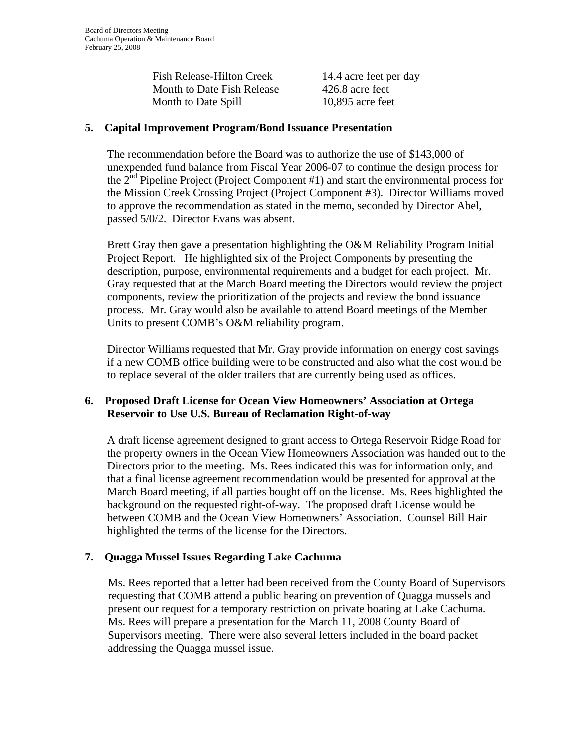| | |
|---|---|
| Fish Release-Hilton Creek | 14.4 acre feet per day |
| Month to Date Fish Release | 426.8 acre feet |
| Month to Date Spill | 10,895 acre feet |

**5. Capital Improvement Program/Bond Issuance Presentation**

The recommendation before the Board was to authorize the use of $143,000 of unexpended fund balance from Fiscal Year 2006-07 to continue the design process for the 2nd Pipeline Project (Project Component #1) and start the environmental process for the Mission Creek Crossing Project (Project Component #3). Director Williams moved to approve the recommendation as stated in the memo, seconded by Director Abel, passed 5/0/2. Director Evans was absent.

Brett Gray then gave a presentation highlighting the O&M Reliability Program Initial Project Report. He highlighted six of the Project Components by presenting the description, purpose, environmental requirements and a budget for each project. Mr. Gray requested that at the March Board meeting the Directors would review the project components, review the prioritization of the projects and review the bond issuance process. Mr. Gray would also be available to attend Board meetings of the Member Units to present COMB's O&M reliability program.

Director Williams requested that Mr. Gray provide information on energy cost savings if a new COMB office building were to be constructed and also what the cost would be to replace several of the older trailers that are currently being used as offices.

**6. Proposed Draft License for Ocean View Homeowners' Association at Ortega Reservoir to Use U.S. Bureau of Reclamation Right-of-way**

A draft license agreement designed to grant access to Ortega Reservoir Ridge Road for the property owners in the Ocean View Homeowners Association was handed out to the Directors prior to the meeting. Ms. Rees indicated this was for information only, and that a final license agreement recommendation would be presented for approval at the March Board meeting, if all parties bought off on the license. Ms. Rees highlighted the background on the requested right-of-way. The proposed draft License would be between COMB and the Ocean View Homeowners' Association. Counsel Bill Hair highlighted the terms of the license for the Directors.

**7. Quagga Mussel Issues Regarding Lake Cachuma**

Ms. Rees reported that a letter had been received from the County Board of Supervisors requesting that COMB attend a public hearing on prevention of Quagga mussels and present our request for a temporary restriction on private boating at Lake Cachuma. Ms. Rees will prepare a presentation for the March 11, 2008 County Board of Supervisors meeting. There were also several letters included in the board packet addressing the Quagga mussel issue.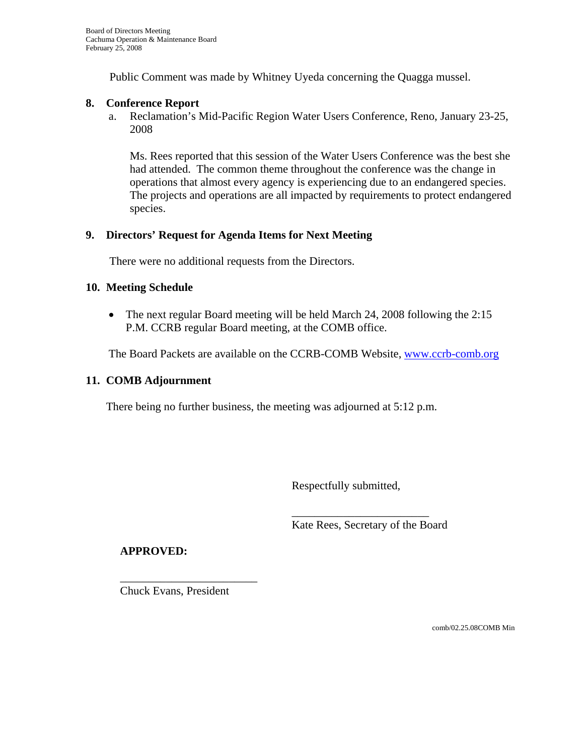Public Comment was made by Whitney Uyeda concerning the Quagga mussel.

## 8. Conference Report

a. Reclamation's Mid-Pacific Region Water Users Conference, Reno, January 23-25, 2008

Ms. Rees reported that this session of the Water Users Conference was the best she had attended. The common theme throughout the conference was the change in operations that almost every agency is experiencing due to an endangered species. The projects and operations are all impacted by requirements to protect endangered species.

## 9. Directors' Request for Agenda Items for Next Meeting

There were no additional requests from the Directors.

## 10. Meeting Schedule

- The next regular Board meeting will be held March 24, 2008 following the 2:15 P.M. CCRB regular Board meeting, at the COMB office.

The Board Packets are available on the CCRB-COMB Website, www.ccrb-comb.org

## 11. COMB Adjournment

There being no further business, the meeting was adjourned at 5:12 p.m.

Respectfully submitted,

\_\_\_\_\_\_\_\_\_\_\_\_\_\_\_\_\_\_\_\_\_\_\_\_
Kate Rees, Secretary of the Board

**APPROVED:**

\_\_\_\_\_\_\_\_\_\_\_\_\_\_\_\_\_\_\_\_\_\_\_\_
Chuck Evans, President

comb/02.25.08COMB Min